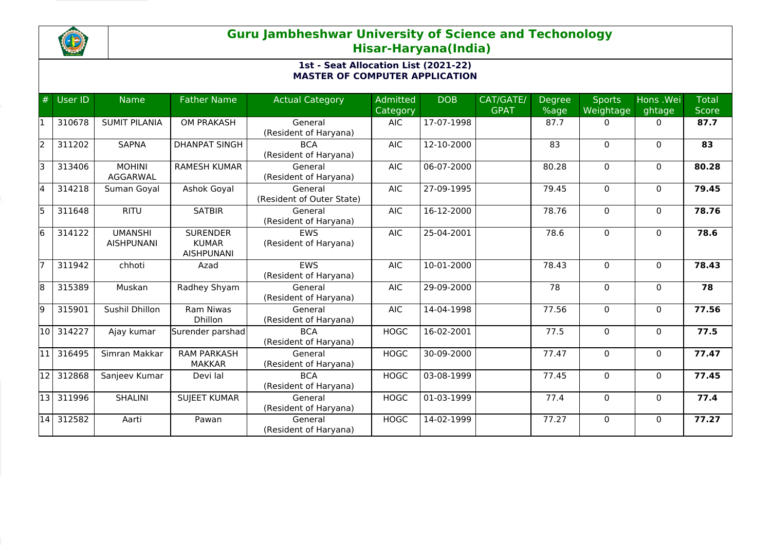# Guru Jambheshwar University of Science and Techonology
## Hisar-Haryana(India)

### 1st - Seat Allocation List (2021-22)
### MASTER OF COMPUTER APPLICATION

| # | User ID | Name | Father Name | Actual Category | Admitted Category | DOB | CAT/GATE/GPAT | Degree %age | Sports Weightage | Hons .Weightage | Total Score |
|---|---|---|---|---|---|---|---|---|---|---|---|
| 1 | 310678 | SUMIT PILANIA | OM PRAKASH | General (Resident of Haryana) | AIC | 17-07-1998 | | 87.7 | 0 | 0 | **87.7** |
| 2 | 311202 | SAPNA | DHANPAT SINGH | BCA (Resident of Haryana) | AIC | 12-10-2000 | | 83 | 0 | 0 | **83** |
| 3 | 313406 | MOHINI AGGARWAL | RAMESH KUMAR | General (Resident of Haryana) | AIC | 06-07-2000 | | 80.28 | 0 | 0 | **80.28** |
| 4 | 314218 | Suman Goyal | Ashok Goyal | General (Resident of Outer State) | AIC | 27-09-1995 | | 79.45 | 0 | 0 | **79.45** |
| 5 | 311648 | RITU | SATBIR | General (Resident of Haryana) | AIC | 16-12-2000 | | 78.76 | 0 | 0 | **78.76** |
| 6 | 314122 | UMANSHI AISHPUNANI | SURENDER KUMAR AISHPUNANI | EWS (Resident of Haryana) | AIC | 25-04-2001 | | 78.6 | 0 | 0 | **78.6** |
| 7 | 311942 | chhoti | Azad | EWS (Resident of Haryana) | AIC | 10-01-2000 | | 78.43 | 0 | 0 | **78.43** |
| 8 | 315389 | Muskan | Radhey Shyam | General (Resident of Haryana) | AIC | 29-09-2000 | | 78 | 0 | 0 | **78** |
| 9 | 315901 | Sushil Dhillon | Ram Niwas Dhillon | General (Resident of Haryana) | AIC | 14-04-1998 | | 77.56 | 0 | 0 | **77.56** |
| 10 | 314227 | Ajay kumar | Surender parshad | BCA (Resident of Haryana) | HOGC | 16-02-2001 | | 77.5 | 0 | 0 | **77.5** |
| 11 | 316495 | Simran Makkar | RAM PARKASH MAKKAR | General (Resident of Haryana) | HOGC | 30-09-2000 | | 77.47 | 0 | 0 | **77.47** |
| 12 | 312868 | Sanjeev Kumar | Devi lal | BCA (Resident of Haryana) | HOGC | 03-08-1999 | | 77.45 | 0 | 0 | **77.45** |
| 13 | 311996 | SHALINI | SUJEET KUMAR | General (Resident of Haryana) | HOGC | 01-03-1999 | | 77.4 | 0 | 0 | **77.4** |
| 14 | 312582 | Aarti | Pawan | General (Resident of Haryana) | HOGC | 14-02-1999 | | 77.27 | 0 | 0 | **77.27** |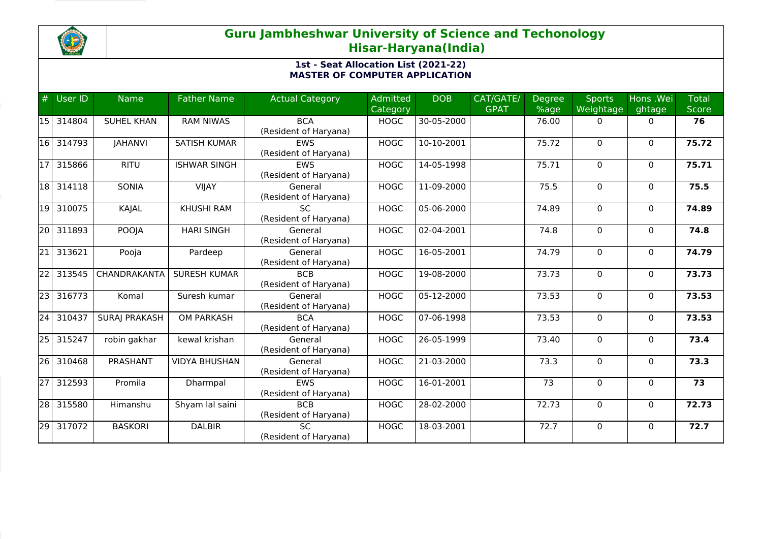# Guru Jambheshwar University of Science and Techonology
## Hisar-Haryana(India)

**1st - Seat Allocation List (2021-22)**
**MASTER OF COMPUTER APPLICATION**

| # | User ID | Name | Father Name | Actual Category | Admitted Category | DOB | CAT/GATE/GPAT | Degree %age | Sports Weightage | Hons .Weightage | Total Score |
|---|---|---|---|---|---|---|---|---|---|---|---|
| 15 | 314804 | SUHEL KHAN | RAM NIWAS | BCA (Resident of Haryana) | HOGC | 30-05-2000 | | 76.00 | 0 | 0 | **76** |
| 16 | 314793 | JAHANVI | SATISH KUMAR | EWS (Resident of Haryana) | HOGC | 10-10-2001 | | 75.72 | 0 | 0 | **75.72** |
| 17 | 315866 | RITU | ISHWAR SINGH | EWS (Resident of Haryana) | HOGC | 14-05-1998 | | 75.71 | 0 | 0 | **75.71** |
| 18 | 314118 | SONIA | VIJAY | General (Resident of Haryana) | HOGC | 11-09-2000 | | 75.5 | 0 | 0 | **75.5** |
| 19 | 310075 | KAJAL | KHUSHI RAM | SC (Resident of Haryana) | HOGC | 05-06-2000 | | 74.89 | 0 | 0 | **74.89** |
| 20 | 311893 | POOJA | HARI SINGH | General (Resident of Haryana) | HOGC | 02-04-2001 | | 74.8 | 0 | 0 | **74.8** |
| 21 | 313621 | Pooja | Pardeep | General (Resident of Haryana) | HOGC | 16-05-2001 | | 74.79 | 0 | 0 | **74.79** |
| 22 | 313545 | CHANDRAKANTA | SURESH KUMAR | BCB (Resident of Haryana) | HOGC | 19-08-2000 | | 73.73 | 0 | 0 | **73.73** |
| 23 | 316773 | Komal | Suresh kumar | General (Resident of Haryana) | HOGC | 05-12-2000 | | 73.53 | 0 | 0 | **73.53** |
| 24 | 310437 | SURAJ PRAKASH | OM PARKASH | BCA (Resident of Haryana) | HOGC | 07-06-1998 | | 73.53 | 0 | 0 | **73.53** |
| 25 | 315247 | robin gakhar | kewal krishan | General (Resident of Haryana) | HOGC | 26-05-1999 | | 73.40 | 0 | 0 | **73.4** |
| 26 | 310468 | PRASHANT | VIDYA BHUSHAN | General (Resident of Haryana) | HOGC | 21-03-2000 | | 73.3 | 0 | 0 | **73.3** |
| 27 | 312593 | Promila | Dharmpal | EWS (Resident of Haryana) | HOGC | 16-01-2001 | | 73 | 0 | 0 | **73** |
| 28 | 315580 | Himanshu | Shyam lal saini | BCB (Resident of Haryana) | HOGC | 28-02-2000 | | 72.73 | 0 | 0 | **72.73** |
| 29 | 317072 | BASKORI | DALBIR | SC (Resident of Haryana) | HOGC | 18-03-2001 | | 72.7 | 0 | 0 | **72.7** |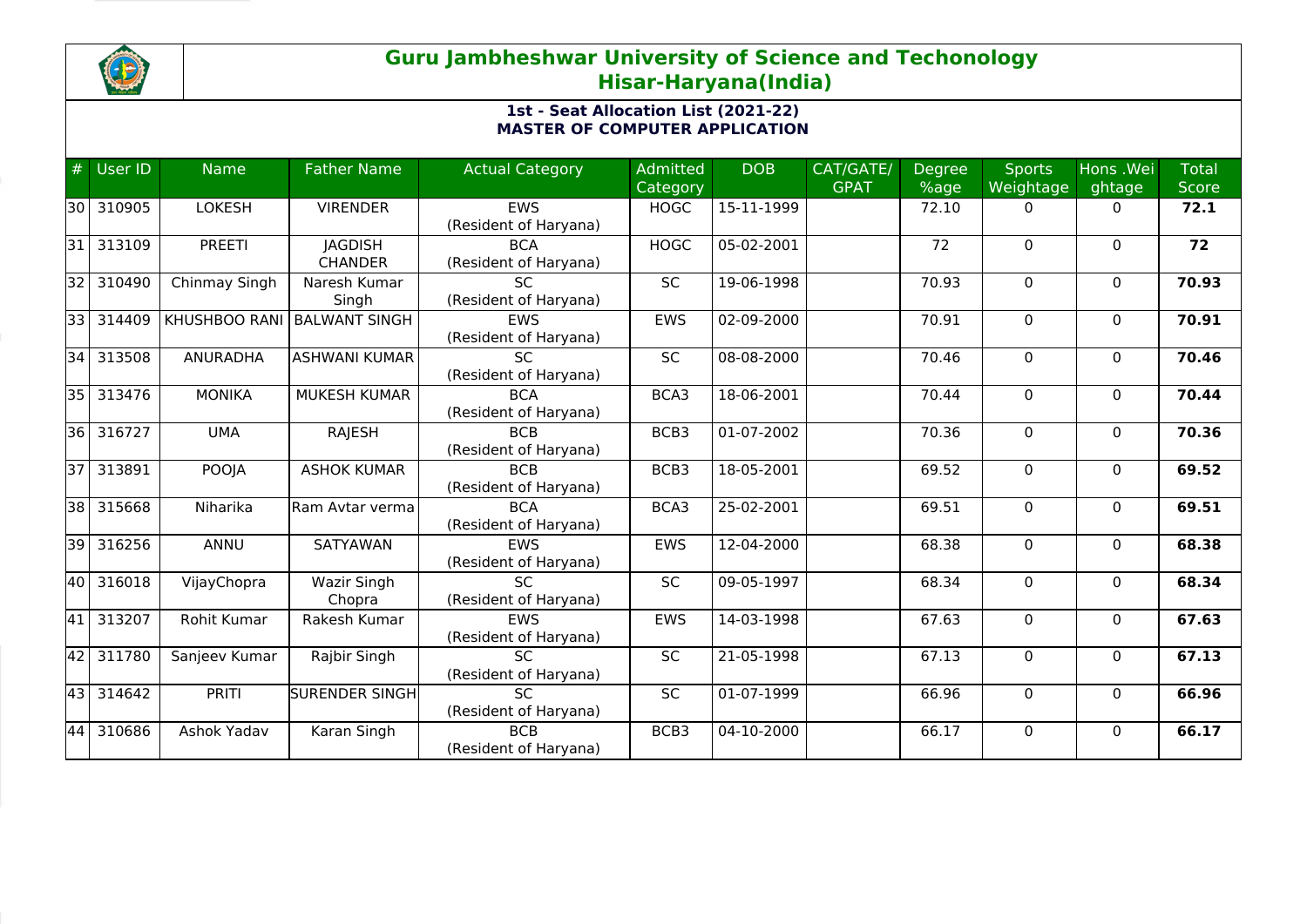# Guru Jambheshwar University of Science and Techonology
## Hisar-Haryana(India)

### 1st - Seat Allocation List (2021-22)
### MASTER OF COMPUTER APPLICATION

| # | User ID | Name | Father Name | Actual Category | Admitted Category | DOB | CAT/GATE/ GPAT | Degree %age | Sports Weightage | Hons .Weightage | Total Score |
|---|---|---|---|---|---|---|---|---|---|---|---|
| 30 | 310905 | LOKESH | VIRENDER | EWS (Resident of Haryana) | HOGC | 15-11-1999 | | 72.10 | 0 | 0 | **72.1** |
| 31 | 313109 | PREETI | JAGDISH CHANDER | BCA (Resident of Haryana) | HOGC | 05-02-2001 | | 72 | 0 | 0 | **72** |
| 32 | 310490 | Chinmay Singh | Naresh Kumar Singh | SC (Resident of Haryana) | SC | 19-06-1998 | | 70.93 | 0 | 0 | **70.93** |
| 33 | 314409 | KHUSHBOO RANI | BALWANT SINGH | EWS (Resident of Haryana) | EWS | 02-09-2000 | | 70.91 | 0 | 0 | **70.91** |
| 34 | 313508 | ANURADHA | ASHWANI KUMAR | SC (Resident of Haryana) | SC | 08-08-2000 | | 70.46 | 0 | 0 | **70.46** |
| 35 | 313476 | MONIKA | MUKESH KUMAR | BCA (Resident of Haryana) | BCA3 | 18-06-2001 | | 70.44 | 0 | 0 | **70.44** |
| 36 | 316727 | UMA | RAJESH | BCB (Resident of Haryana) | BCB3 | 01-07-2002 | | 70.36 | 0 | 0 | **70.36** |
| 37 | 313891 | POOJA | ASHOK KUMAR | BCB (Resident of Haryana) | BCB3 | 18-05-2001 | | 69.52 | 0 | 0 | **69.52** |
| 38 | 315668 | Niharika | Ram Avtar verma | BCA (Resident of Haryana) | BCA3 | 25-02-2001 | | 69.51 | 0 | 0 | **69.51** |
| 39 | 316256 | ANNU | SATYAWAN | EWS (Resident of Haryana) | EWS | 12-04-2000 | | 68.38 | 0 | 0 | **68.38** |
| 40 | 316018 | VijayChopra | Wazir Singh Chopra | SC (Resident of Haryana) | SC | 09-05-1997 | | 68.34 | 0 | 0 | **68.34** |
| 41 | 313207 | Rohit Kumar | Rakesh Kumar | EWS (Resident of Haryana) | EWS | 14-03-1998 | | 67.63 | 0 | 0 | **67.63** |
| 42 | 311780 | Sanjeev Kumar | Rajbir Singh | SC (Resident of Haryana) | SC | 21-05-1998 | | 67.13 | 0 | 0 | **67.13** |
| 43 | 314642 | PRITI | SURENDER SINGH | SC (Resident of Haryana) | SC | 01-07-1999 | | 66.96 | 0 | 0 | **66.96** |
| 44 | 310686 | Ashok Yadav | Karan Singh | BCB (Resident of Haryana) | BCB3 | 04-10-2000 | | 66.17 | 0 | 0 | **66.17** |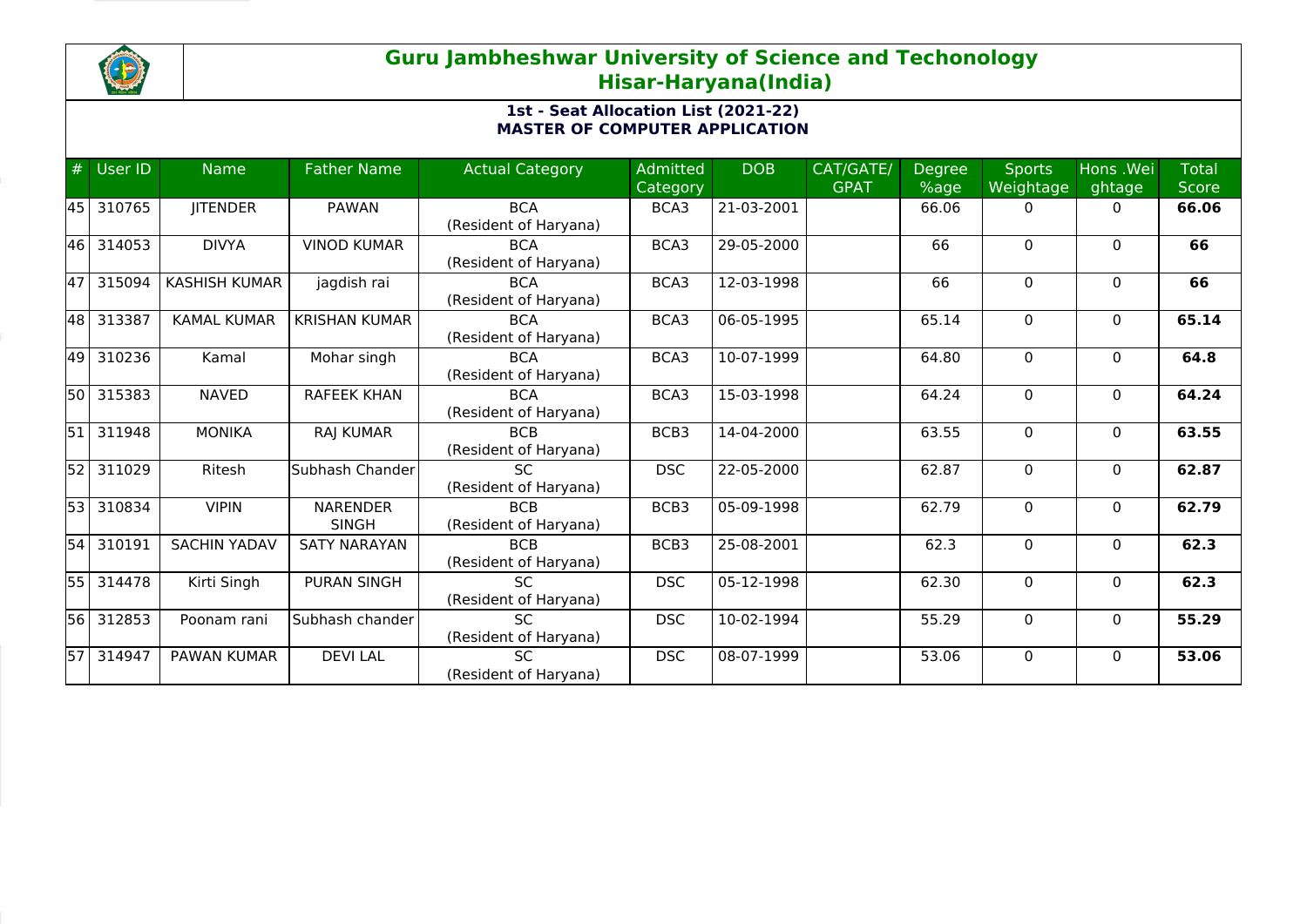# Guru Jambheshwar University of Science and Techonology
## Hisar-Haryana(India)

### 1st - Seat Allocation List (2021-22)
### MASTER OF COMPUTER APPLICATION

| # | User ID | Name | Father Name | Actual Category | Admitted Category | DOB | CAT/GATE/ GPAT | Degree %age | Sports Weightage | Hons .Weightage | Total Score |
|---|---|---|---|---|---|---|---|---|---|---|---|
| 45 | 310765 | JITENDER | PAWAN | BCA (Resident of Haryana) | BCA3 | 21-03-2001 | | 66.06 | 0 | 0 | **66.06** |
| 46 | 314053 | DIVYA | VINOD KUMAR | BCA (Resident of Haryana) | BCA3 | 29-05-2000 | | 66 | 0 | 0 | **66** |
| 47 | 315094 | KASHISH KUMAR | jagdish rai | BCA (Resident of Haryana) | BCA3 | 12-03-1998 | | 66 | 0 | 0 | **66** |
| 48 | 313387 | KAMAL KUMAR | KRISHAN KUMAR | BCA (Resident of Haryana) | BCA3 | 06-05-1995 | | 65.14 | 0 | 0 | **65.14** |
| 49 | 310236 | Kamal | Mohar singh | BCA (Resident of Haryana) | BCA3 | 10-07-1999 | | 64.80 | 0 | 0 | **64.8** |
| 50 | 315383 | NAVED | RAFEEK KHAN | BCA (Resident of Haryana) | BCA3 | 15-03-1998 | | 64.24 | 0 | 0 | **64.24** |
| 51 | 311948 | MONIKA | RAJ KUMAR | BCB (Resident of Haryana) | BCB3 | 14-04-2000 | | 63.55 | 0 | 0 | **63.55** |
| 52 | 311029 | Ritesh | Subhash Chander | SC (Resident of Haryana) | DSC | 22-05-2000 | | 62.87 | 0 | 0 | **62.87** |
| 53 | 310834 | VIPIN | NARENDER SINGH | BCB (Resident of Haryana) | BCB3 | 05-09-1998 | | 62.79 | 0 | 0 | **62.79** |
| 54 | 310191 | SACHIN YADAV | SATY NARAYAN | BCB (Resident of Haryana) | BCB3 | 25-08-2001 | | 62.3 | 0 | 0 | **62.3** |
| 55 | 314478 | Kirti Singh | PURAN SINGH | SC (Resident of Haryana) | DSC | 05-12-1998 | | 62.30 | 0 | 0 | **62.3** |
| 56 | 312853 | Poonam rani | Subhash chander | SC (Resident of Haryana) | DSC | 10-02-1994 | | 55.29 | 0 | 0 | **55.29** |
| 57 | 314947 | PAWAN KUMAR | DEVI LAL | SC (Resident of Haryana) | DSC | 08-07-1999 | | 53.06 | 0 | 0 | **53.06** |